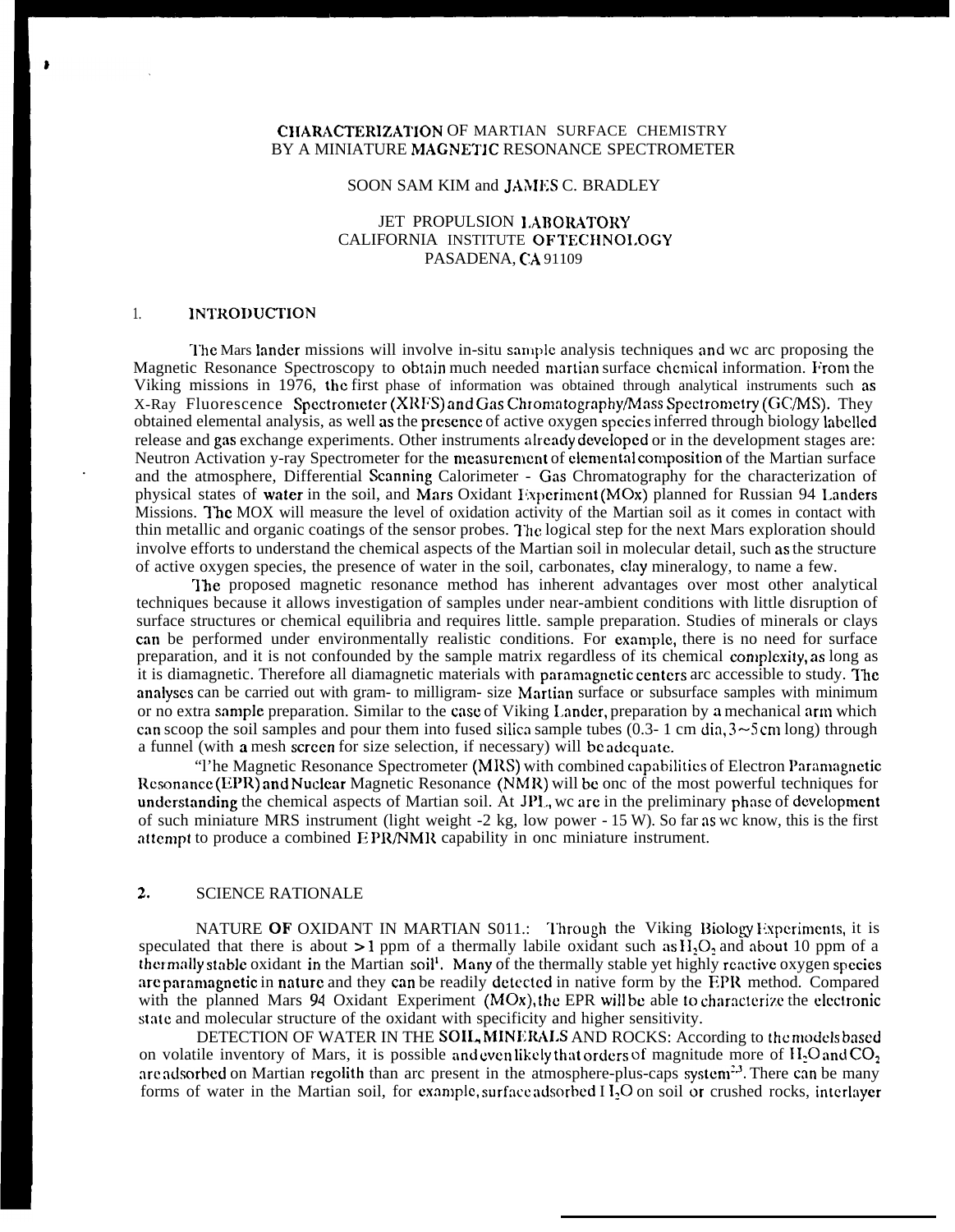# CHARACTERIZATION OF MARTIAN SURFACE CHEMISTRY BY A MINIATURE MAGNETIC RESONANCE SPECTROMETER

SOON SAM KIM and JAMES C. BRADLEY

JET PROPULSION LABORATORY
CALIFORNIA INSTITUTE OF TECHNOLOGY
PASADENA, CA 91109

## 1. INTRODUCTION

The Mars lander missions will involve in-situ sample analysis techniques and we are proposing the Magnetic Resonance Spectroscopy to obtain much needed martian surface chemical information. From the Viking missions in 1976, the first phase of information was obtained through analytical instruments such as X-Ray Fluorescence Spectrometer (XRFS) and Gas Chromatography/Mass Spectrometry (GC/MS). They obtained elemental analysis, as well as the presence of active oxygen species inferred through biology labelled release and gas exchange experiments. Other instruments already developed or in the development stages are: Neutron Activation y-ray Spectrometer for the measurement of elemental composition of the Martian surface and the atmosphere, Differential Scanning Calorimeter - Gas Chromatography for the characterization of physical states of water in the soil, and Mars Oxidant Experiment (MOx) planned for Russian 94 Landers Missions. The MOX will measure the level of oxidation activity of the Martian soil as it comes in contact with thin metallic and organic coatings of the sensor probes. The logical step for the next Mars exploration should involve efforts to understand the chemical aspects of the Martian soil in molecular detail, such as the structure of active oxygen species, the presence of water in the soil, carbonates, clay mineralogy, to name a few.

The proposed magnetic resonance method has inherent advantages over most other analytical techniques because it allows investigation of samples under near-ambient conditions with little disruption of surface structures or chemical equilibria and requires little. sample preparation. Studies of minerals or clays can be performed under environmentally realistic conditions. For example, there is no need for surface preparation, and it is not confounded by the sample matrix regardless of its chemical complexity, as long as it is diamagnetic. Therefore all diamagnetic materials with paramagnetic centers are accessible to study. The analyses can be carried out with gram- to milligram- size Martian surface or subsurface samples with minimum or no extra sample preparation. Similar to the case of Viking Lander, preparation by a mechanical arm which can scoop the soil samples and pour them into fused silica sample tubes (0.3- 1 cm dia, 3~5 cm long) through a funnel (with a mesh screen for size selection, if necessary) will be adequate.

"The Magnetic Resonance Spectrometer (MRS) with combined capabilities of Electron Paramagnetic Resonance (EPR) and Nuclear Magnetic Resonance (NMR) will be one of the most powerful techniques for understanding the chemical aspects of Martian soil. At JPL, we are in the preliminary phase of development of such miniature MRS instrument (light weight -2 kg, low power - 15 W). So far as we know, this is the first attempt to produce a combined EPR/NMR capability in one miniature instrument.

## 2. SCIENCE RATIONALE

NATURE OF OXIDANT IN MARTIAN SOIL: Through the Viking Biology Experiments, it is speculated that there is about > 1 ppm of a thermally labile oxidant such as $H_2O_2$ and about 10 ppm of a thermally stable oxidant in the Martian soil[1]. Many of the thermally stable yet highly reactive oxygen species are paramagnetic in nature and they can be readily detected in native form by the EPR method. Compared with the planned Mars 94 Oxidant Experiment (MOx), the EPR will be able to characterize the electronic state and molecular structure of the oxidant with specificity and higher sensitivity.

DETECTION OF WATER IN THE SOIL, MINERALS AND ROCKS: According to the models based on volatile inventory of Mars, it is possible and even likely that orders of magnitude more of $H_2O$ and $CO_2$ are adsorbed on Martian regolith than are present in the atmosphere-plus-caps system[2,3]. There can be many forms of water in the Martian soil, for example, surface adsorbed $H_2O$ on soil or crushed rocks, interlayer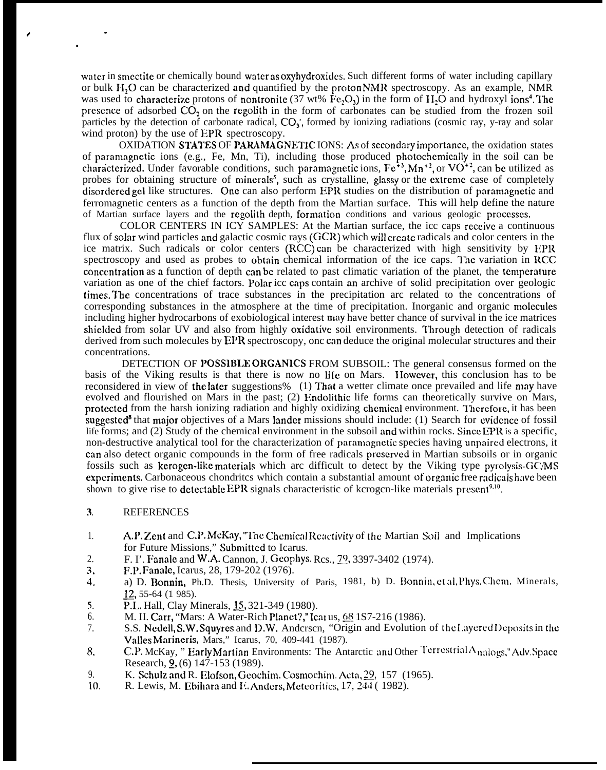water in smectite or chemically bound water as oxyhydroxides. Such different forms of water including capillary or bulk $H_2O$ can be characterized and quantified by the proton NMR spectroscopy. As an example, NMR was used to characterize protons of nontronite (37 wt% $Fe_2O_3$) in the form of $H_2O$ and hydroxyl ions[4]. The presence of adsorbed $CO_2$ on the regolith in the form of carbonates can be studied from the frozen soil particles by the detection of carbonate radical, $CO_3^-$, formed by ionizing radiations (cosmic ray, y-ray and solar wind proton) by the use of EPR spectroscopy.

OXIDATION STATES OF PARAMAGNETIC IONS: As of secondary importance, the oxidation states of paramagnetic ions (e.g., Fe, Mn, Ti), including those produced photochemically in the soil can be characterized. Under favorable conditions, such paramagnetic ions, $Fe^{+3}$, $Mn^{+2}$, or $VO^{+2}$, can be utilized as probes for obtaining structure of minerals[5], such as crystalline, glassy or the extreme case of completely disordered gel like structures. One can also perform EPR studies on the distribution of paramagnetic and ferromagnetic centers as a function of the depth from the Martian surface. This will help define the nature of Martian surface layers and the regolith depth, formation conditions and various geologic processes.

COLOR CENTERS IN ICY SAMPLES: At the Martian surface, the icc caps receive a continuous flux of solar wind particles and galactic cosmic rays (GCR) which will create radicals and color centers in the ice matrix. Such radicals or color centers (RCC) can be characterized with high sensitivity by EPR spectroscopy and used as probes to obtain chemical information of the ice caps. The variation in RCC concentration as a function of depth can be related to past climatic variation of the planet, the temperature variation as one of the chief factors. Polar icc caps contain an archive of solid precipitation over geologic times. The concentrations of trace substances in the precipitation arc related to the concentrations of corresponding substances in the atmosphere at the time of precipitation. Inorganic and organic molecules including higher hydrocarbons of exobiological interest may have better chance of survival in the ice matrices shielded from solar UV and also from highly oxidative soil environments. Through detection of radicals derived from such molecules by EPR spectroscopy, onc can deduce the original molecular structures and their concentrations.

DETECTION OF POSSIBLE ORGANICS FROM SUBSOIL: The general consensus formed on the basis of the Viking results is that there is now no life on Mars. However, this conclusion has to be reconsidered in view of the later suggestions% (1) That a wetter climate once prevailed and life may have evolved and flourished on Mars in the past; (2) Endolithic life forms can theoretically survive on Mars, protected from the harsh ionizing radiation and highly oxidizing chemical environment. Therefore, it has been suggested[8] that major objectives of a Mars lander missions should include: (1) Search for evidence of fossil life forms; and (2) Study of the chemical environment in the subsoil and within rocks. Since EPR is a specific, non-destructive analytical tool for the characterization of paramagnetic species having unpaired electrons, it can also detect organic compounds in the form of free radicals preserved in Martian subsoils or in organic fossils such as kerogen-like materials which arc difficult to detect by the Viking type pyrolysis-GC/MS experiments. Carbonaceous chondrites which contain a substantial amount of organic free radicals have been shown to give rise to detectable EPR signals characteristic of kcrogcn-like materials present[9,10].

## 3. REFERENCES

1. A.P. Zent and C.P. McKay, "The Chemical Reactivity of the Martian Soil and Implications for Future Missions," Submitted to Icarus.
2. F. P. Fanale and W.A. Cannon, J. Geophys. Res., 79, 3397-3402 (1974).
3. F.P. Fanale, Icarus, 28, 179-202 (1976).
4. a) D. Bonnin, Ph.D. Thesis, University of Paris, 1981, b) D. Bonnin, et al, Phys. Chem. Minerals, 12, 55-64 (1 985).
5. P.L. Hall, Clay Minerals, 15, 321-349 (1980).
6. M. H. Carr, "Mars: A Water-Rich Planet?," Icarus, 68 1S7-216 (1986).
7. S.S. Nedell, S.W. Squyres and D.W. Andersen, "Origin and Evolution of the Layered Deposits in the Valles Marineris, Mars," Icarus, 70, 409-441 (1987).
8. C.P. McKay, " Early Martian Environments: The Antarctic and Other Terrestrial Analogs," Adv. Space Research, 9, (6) 147-153 (1989).
9. K. Schulz and R. Elofson, Geochim. Cosmochim. Acta, 29, 157 (1965).
10. R. Lewis, M. Ebihara and E. Anders, Meteoritics, 17, 244 ( 1982).